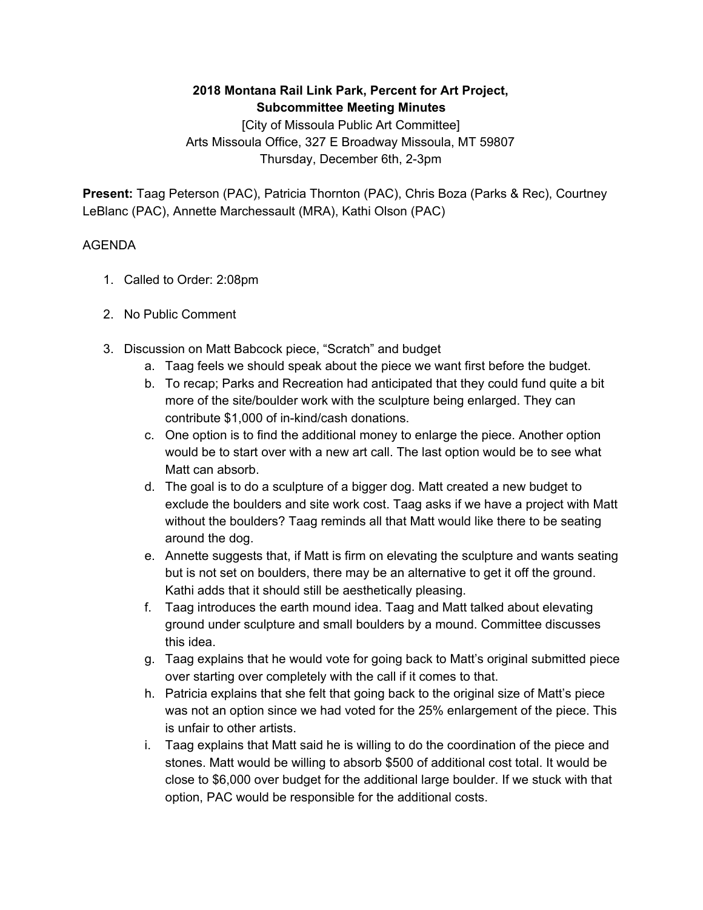**2018 Montana Rail Link Park, Percent for Art Project, Subcommittee Meeting Minutes**

[City of Missoula Public Art Committee]
Arts Missoula Office, 327 E Broadway Missoula, MT 59807
Thursday, December 6th, 2-3pm

**Present:** Taag Peterson (PAC), Patricia Thornton (PAC), Chris Boza (Parks & Rec), Courtney LeBlanc (PAC), Annette Marchessault (MRA), Kathi Olson (PAC)

AGENDA

1. Called to Order: 2:08pm
2. No Public Comment
3. Discussion on Matt Babcock piece, "Scratch" and budget
   a. Taag feels we should speak about the piece we want first before the budget.
   b. To recap; Parks and Recreation had anticipated that they could fund quite a bit more of the site/boulder work with the sculpture being enlarged. They can contribute $1,000 of in-kind/cash donations.
   c. One option is to find the additional money to enlarge the piece. Another option would be to start over with a new art call. The last option would be to see what Matt can absorb.
   d. The goal is to do a sculpture of a bigger dog. Matt created a new budget to exclude the boulders and site work cost. Taag asks if we have a project with Matt without the boulders? Taag reminds all that Matt would like there to be seating around the dog.
   e. Annette suggests that, if Matt is firm on elevating the sculpture and wants seating but is not set on boulders, there may be an alternative to get it off the ground. Kathi adds that it should still be aesthetically pleasing.
   f. Taag introduces the earth mound idea. Taag and Matt talked about elevating ground under sculpture and small boulders by a mound. Committee discusses this idea.
   g. Taag explains that he would vote for going back to Matt's original submitted piece over starting over completely with the call if it comes to that.
   h. Patricia explains that she felt that going back to the original size of Matt's piece was not an option since we had voted for the 25% enlargement of the piece. This is unfair to other artists.
   i. Taag explains that Matt said he is willing to do the coordination of the piece and stones. Matt would be willing to absorb $500 of additional cost total. It would be close to $6,000 over budget for the additional large boulder. If we stuck with that option, PAC would be responsible for the additional costs.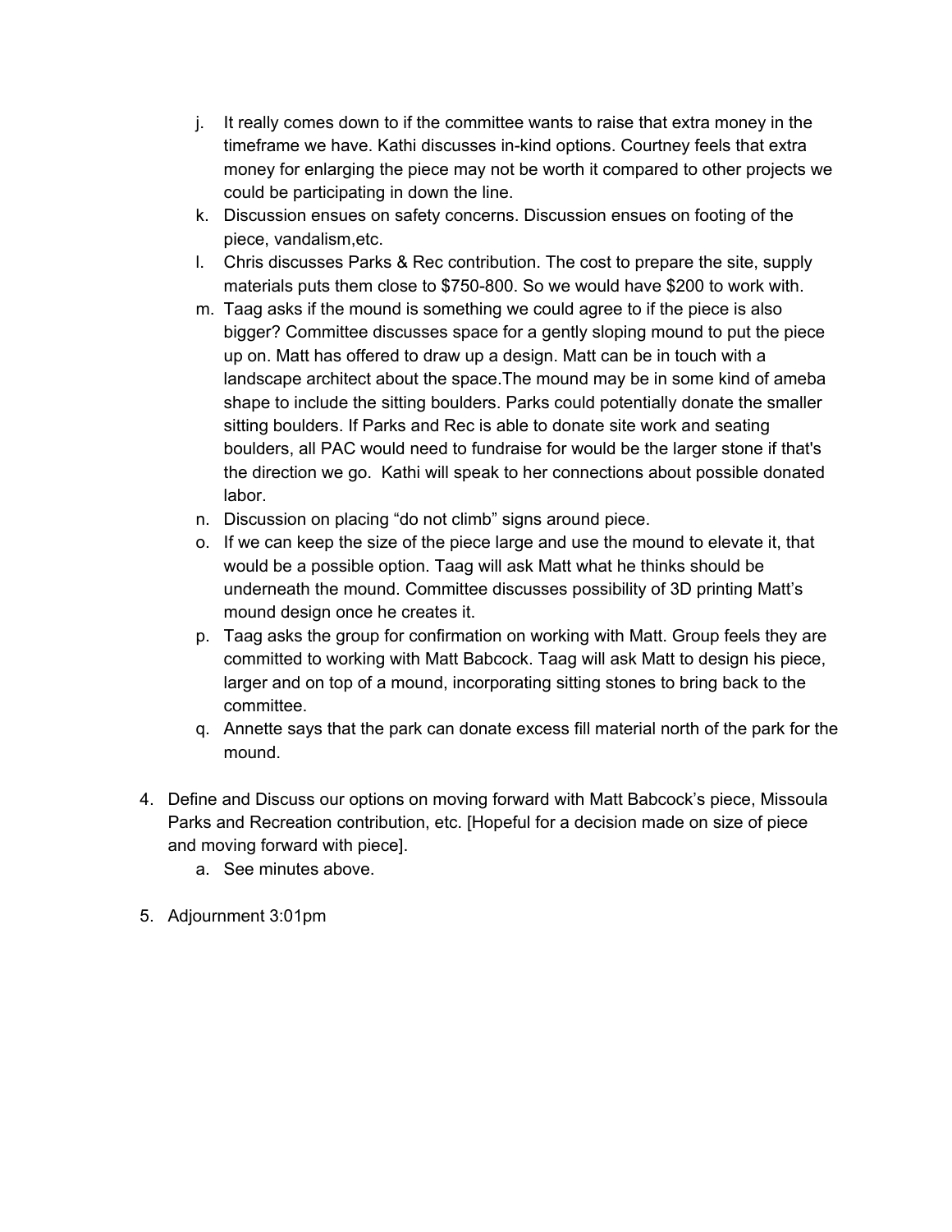j. It really comes down to if the committee wants to raise that extra money in the timeframe we have. Kathi discusses in-kind options. Courtney feels that extra money for enlarging the piece may not be worth it compared to other projects we could be participating in down the line.
k. Discussion ensues on safety concerns. Discussion ensues on footing of the piece, vandalism,etc.
l. Chris discusses Parks & Rec contribution. The cost to prepare the site, supply materials puts them close to $750-800. So we would have $200 to work with.
m. Taag asks if the mound is something we could agree to if the piece is also bigger? Committee discusses space for a gently sloping mound to put the piece up on. Matt has offered to draw up a design. Matt can be in touch with a landscape architect about the space.The mound may be in some kind of ameba shape to include the sitting boulders. Parks could potentially donate the smaller sitting boulders. If Parks and Rec is able to donate site work and seating boulders, all PAC would need to fundraise for would be the larger stone if that's the direction we go. Kathi will speak to her connections about possible donated labor.
n. Discussion on placing "do not climb" signs around piece.
o. If we can keep the size of the piece large and use the mound to elevate it, that would be a possible option. Taag will ask Matt what he thinks should be underneath the mound. Committee discusses possibility of 3D printing Matt's mound design once he creates it.
p. Taag asks the group for confirmation on working with Matt. Group feels they are committed to working with Matt Babcock. Taag will ask Matt to design his piece, larger and on top of a mound, incorporating sitting stones to bring back to the committee.
q. Annette says that the park can donate excess fill material north of the park for the mound.

4. Define and Discuss our options on moving forward with Matt Babcock's piece, Missoula Parks and Recreation contribution, etc. [Hopeful for a decision made on size of piece and moving forward with piece].
   a. See minutes above.

5. Adjournment 3:01pm